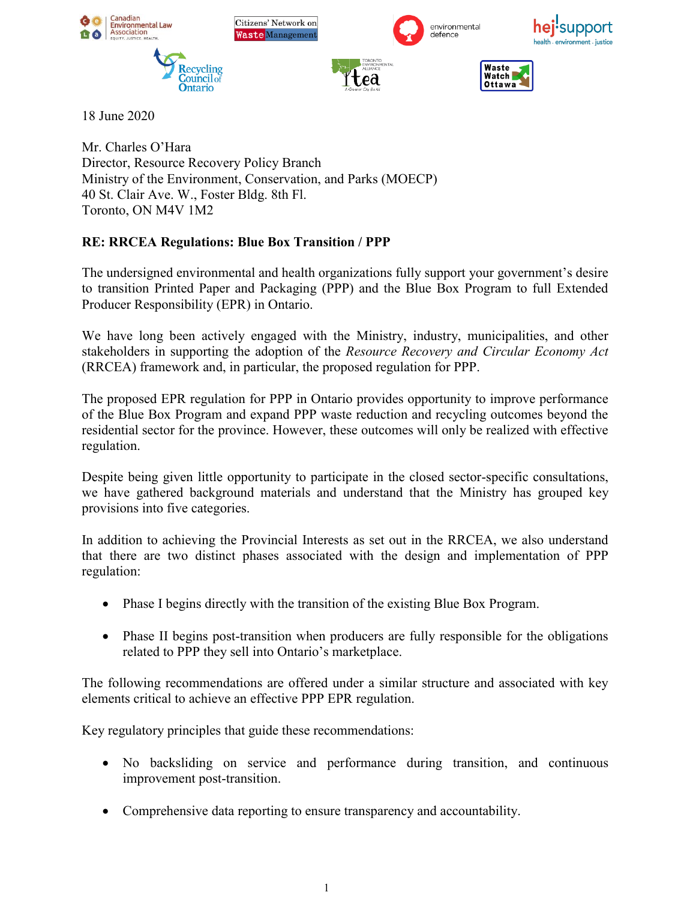18 June 2020

Mr. Charles O'Hara
Director, Resource Recovery Policy Branch
Ministry of the Environment, Conservation, and Parks (MOECP)
40 St. Clair Ave. W., Foster Bldg. 8th Fl.
Toronto, ON M4V 1M2

**RE: RRCEA Regulations: Blue Box Transition / PPP**

The undersigned environmental and health organizations fully support your government's desire to transition Printed Paper and Packaging (PPP) and the Blue Box Program to full Extended Producer Responsibility (EPR) in Ontario.

We have long been actively engaged with the Ministry, industry, municipalities, and other stakeholders in supporting the adoption of the *Resource Recovery and Circular Economy Act* (RRCEA) framework and, in particular, the proposed regulation for PPP.

The proposed EPR regulation for PPP in Ontario provides opportunity to improve performance of the Blue Box Program and expand PPP waste reduction and recycling outcomes beyond the residential sector for the province. However, these outcomes will only be realized with effective regulation.

Despite being given little opportunity to participate in the closed sector-specific consultations, we have gathered background materials and understand that the Ministry has grouped key provisions into five categories.

In addition to achieving the Provincial Interests as set out in the RRCEA, we also understand that there are two distinct phases associated with the design and implementation of PPP regulation:

- Phase I begins directly with the transition of the existing Blue Box Program.
- Phase II begins post-transition when producers are fully responsible for the obligations related to PPP they sell into Ontario's marketplace.

The following recommendations are offered under a similar structure and associated with key elements critical to achieve an effective PPP EPR regulation.

Key regulatory principles that guide these recommendations:

- No backsliding on service and performance during transition, and continuous improvement post-transition.
- Comprehensive data reporting to ensure transparency and accountability.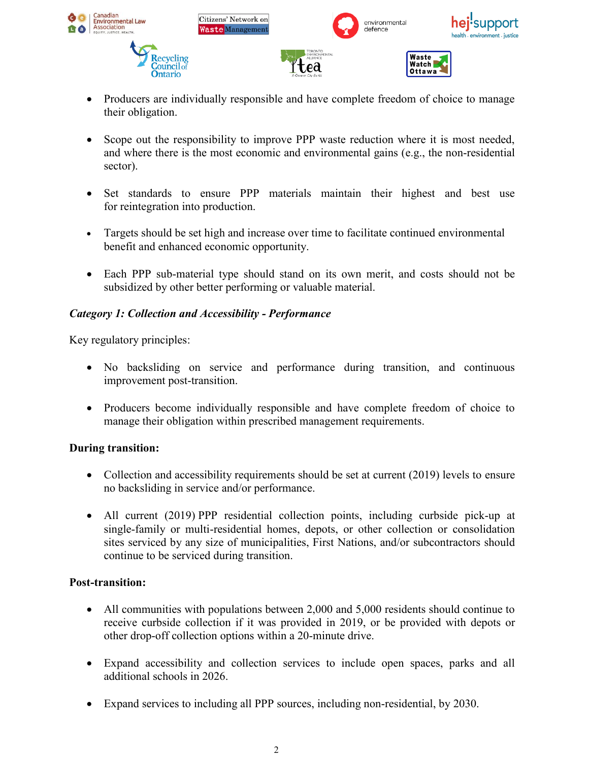- Producers are individually responsible and have complete freedom of choice to manage their obligation.

- Scope out the responsibility to improve PPP waste reduction where it is most needed, and where there is the most economic and environmental gains (e.g., the non-residential sector).

- Set standards to ensure PPP materials maintain their highest and best use for reintegration into production.

- Targets should be set high and increase over time to facilitate continued environmental benefit and enhanced economic opportunity.

- Each PPP sub-material type should stand on its own merit, and costs should not be subsidized by other better performing or valuable material.

***Category 1: Collection and Accessibility - Performance***

Key regulatory principles:

- No backsliding on service and performance during transition, and continuous improvement post-transition.

- Producers become individually responsible and have complete freedom of choice to manage their obligation within prescribed management requirements.

**During transition:**

- Collection and accessibility requirements should be set at current (2019) levels to ensure no backsliding in service and/or performance.

- All current (2019) PPP residential collection points, including curbside pick-up at single-family or multi-residential homes, depots, or other collection or consolidation sites serviced by any size of municipalities, First Nations, and/or subcontractors should continue to be serviced during transition.

**Post-transition:**

- All communities with populations between 2,000 and 5,000 residents should continue to receive curbside collection if it was provided in 2019, or be provided with depots or other drop-off collection options within a 20-minute drive.

- Expand accessibility and collection services to include open spaces, parks and all additional schools in 2026.

- Expand services to including all PPP sources, including non-residential, by 2030.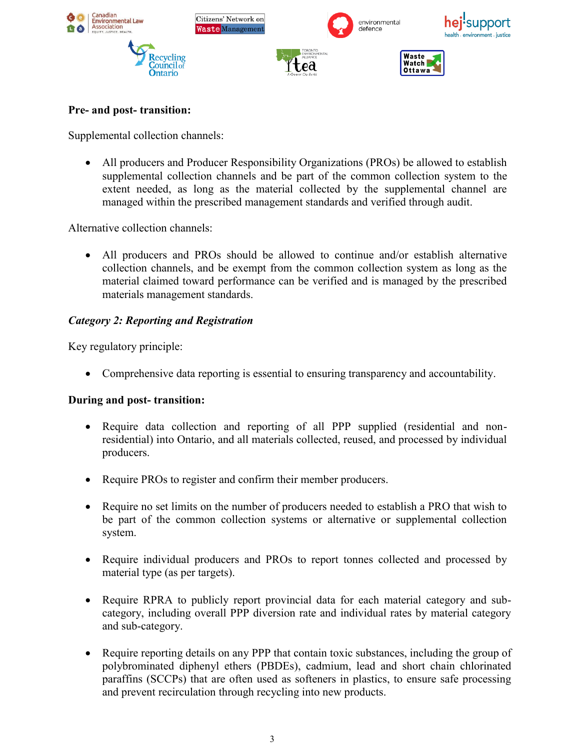**Pre- and post- transition:**

Supplemental collection channels:

- All producers and Producer Responsibility Organizations (PROs) be allowed to establish supplemental collection channels and be part of the common collection system to the extent needed, as long as the material collected by the supplemental channel are managed within the prescribed management standards and verified through audit.

Alternative collection channels:

- All producers and PROs should be allowed to continue and/or establish alternative collection channels, and be exempt from the common collection system as long as the material claimed toward performance can be verified and is managed by the prescribed materials management standards.

***Category 2: Reporting and Registration***

Key regulatory principle:

- Comprehensive data reporting is essential to ensuring transparency and accountability.

**During and post- transition:**

- Require data collection and reporting of all PPP supplied (residential and non-residential) into Ontario, and all materials collected, reused, and processed by individual producers.

- Require PROs to register and confirm their member producers.

- Require no set limits on the number of producers needed to establish a PRO that wish to be part of the common collection systems or alternative or supplemental collection system.

- Require individual producers and PROs to report tonnes collected and processed by material type (as per targets).

- Require RPRA to publicly report provincial data for each material category and sub-category, including overall PPP diversion rate and individual rates by material category and sub-category.

- Require reporting details on any PPP that contain toxic substances, including the group of polybrominated diphenyl ethers (PBDEs), cadmium, lead and short chain chlorinated paraffins (SCCPs) that are often used as softeners in plastics, to ensure safe processing and prevent recirculation through recycling into new products.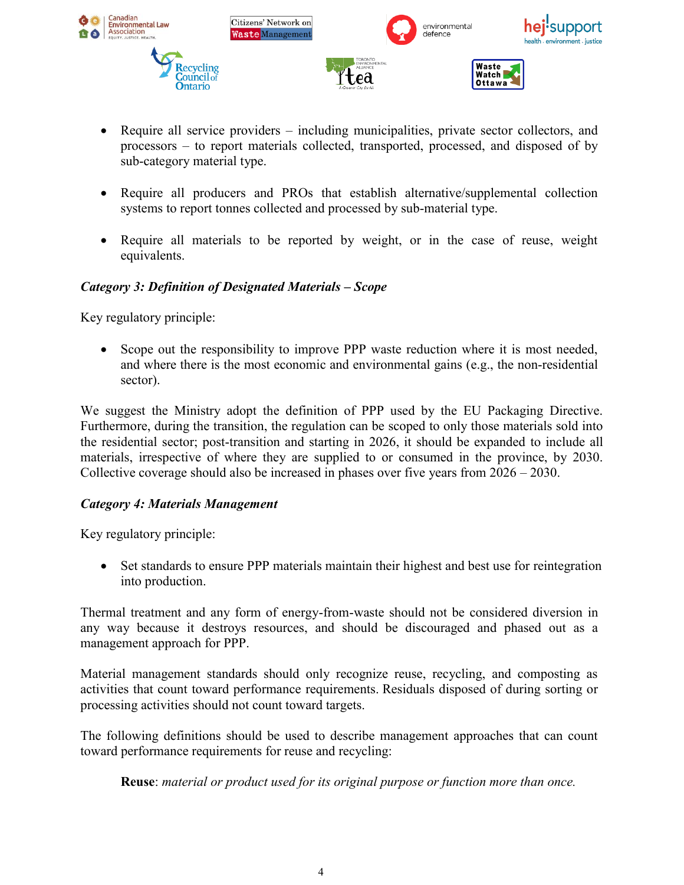- Require all service providers – including municipalities, private sector collectors, and processors – to report materials collected, transported, processed, and disposed of by sub-category material type.

- Require all producers and PROs that establish alternative/supplemental collection systems to report tonnes collected and processed by sub-material type.

- Require all materials to be reported by weight, or in the case of reuse, weight equivalents.

***Category 3: Definition of Designated Materials – Scope***

Key regulatory principle:

- Scope out the responsibility to improve PPP waste reduction where it is most needed, and where there is the most economic and environmental gains (e.g., the non-residential sector).

We suggest the Ministry adopt the definition of PPP used by the EU Packaging Directive. Furthermore, during the transition, the regulation can be scoped to only those materials sold into the residential sector; post-transition and starting in 2026, it should be expanded to include all materials, irrespective of where they are supplied to or consumed in the province, by 2030. Collective coverage should also be increased in phases over five years from 2026 – 2030.

***Category 4: Materials Management***

Key regulatory principle:

- Set standards to ensure PPP materials maintain their highest and best use for reintegration into production.

Thermal treatment and any form of energy-from-waste should not be considered diversion in any way because it destroys resources, and should be discouraged and phased out as a management approach for PPP.

Material management standards should only recognize reuse, recycling, and composting as activities that count toward performance requirements. Residuals disposed of during sorting or processing activities should not count toward targets.

The following definitions should be used to describe management approaches that can count toward performance requirements for reuse and recycling:

> **Reuse**: *material or product used for its original purpose or function more than once.*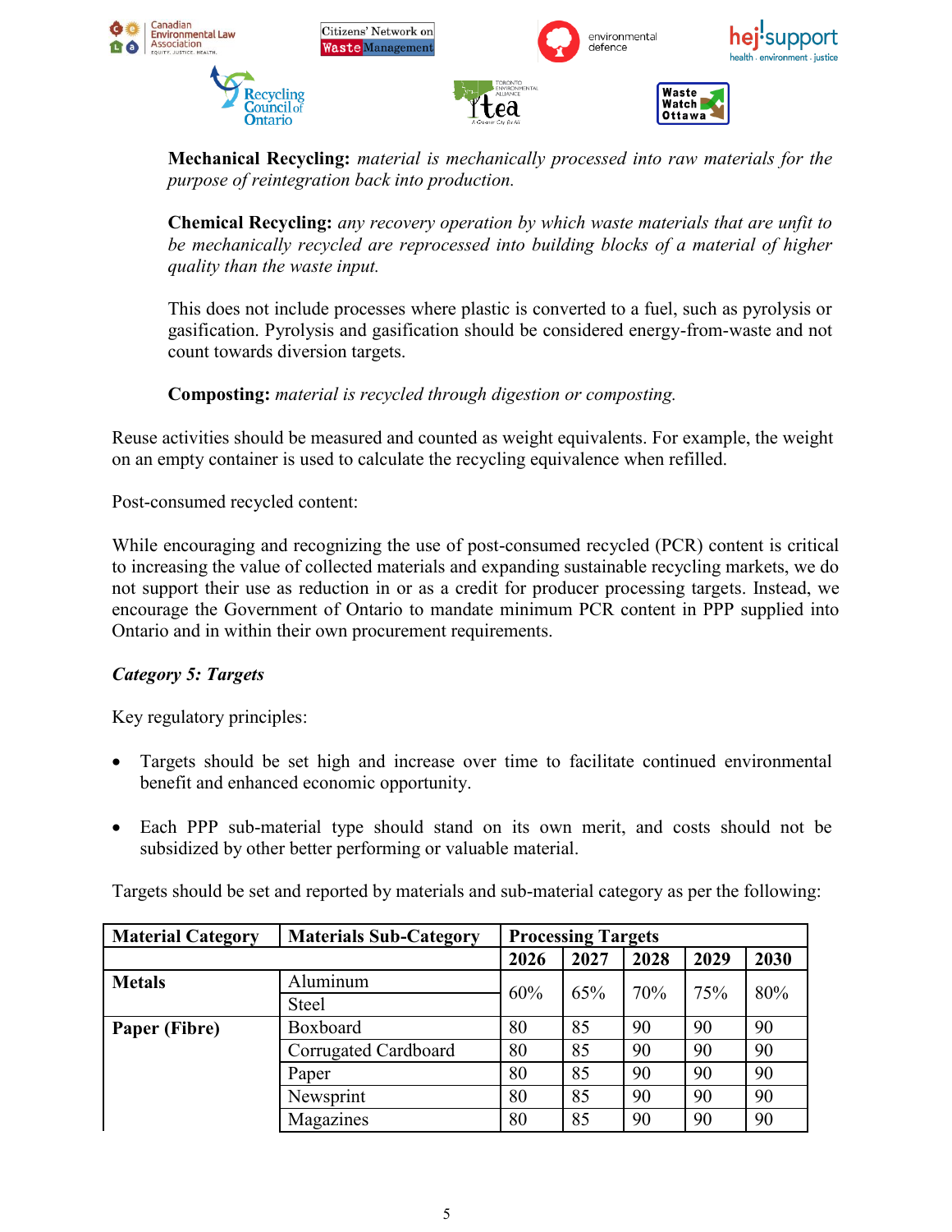**Mechanical Recycling:** *material is mechanically processed into raw materials for the purpose of reintegration back into production.*

**Chemical Recycling:** *any recovery operation by which waste materials that are unfit to be mechanically recycled are reprocessed into building blocks of a material of higher quality than the waste input.*

This does not include processes where plastic is converted to a fuel, such as pyrolysis or gasification. Pyrolysis and gasification should be considered energy-from-waste and not count towards diversion targets.

**Composting:** *material is recycled through digestion or composting.*

Reuse activities should be measured and counted as weight equivalents. For example, the weight on an empty container is used to calculate the recycling equivalence when refilled.

Post-consumed recycled content:

While encouraging and recognizing the use of post-consumed recycled (PCR) content is critical to increasing the value of collected materials and expanding sustainable recycling markets, we do not support their use as reduction in or as a credit for producer processing targets. Instead, we encourage the Government of Ontario to mandate minimum PCR content in PPP supplied into Ontario and in within their own procurement requirements.

***Category 5: Targets***

Key regulatory principles:

- Targets should be set high and increase over time to facilitate continued environmental benefit and enhanced economic opportunity.
- Each PPP sub-material type should stand on its own merit, and costs should not be subsidized by other better performing or valuable material.

Targets should be set and reported by materials and sub-material category as per the following:

| Material Category | Materials Sub-Category | Processing Targets | | | | |
|---|---|---|---|---|---|---|
| | | 2026 | 2027 | 2028 | 2029 | 2030 |
| **Metals** | Aluminum | 60% | 65% | 70% | 75% | 80% |
| | Steel | | | | | |
| **Paper (Fibre)** | Boxboard | 80 | 85 | 90 | 90 | 90 |
| | Corrugated Cardboard | 80 | 85 | 90 | 90 | 90 |
| | Paper | 80 | 85 | 90 | 90 | 90 |
| | Newsprint | 80 | 85 | 90 | 90 | 90 |
| | Magazines | 80 | 85 | 90 | 90 | 90 |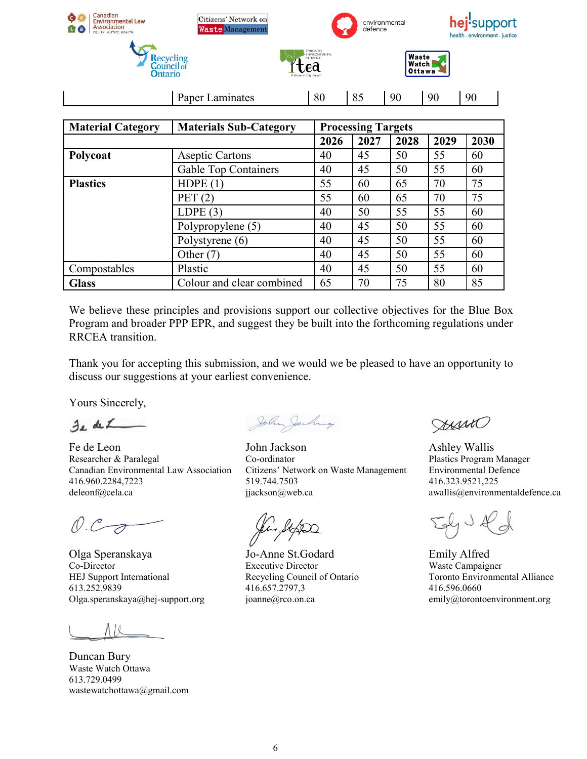| | Paper Laminates | 80 | 85 | 90 | 90 | 90 |
|---|---|---|---|---|---|---|

| **Material Category** | **Materials Sub-Category** | **Processing Targets** | | | | |
|---|---|---|---|---|---|---|
| | | **2026** | **2027** | **2028** | **2029** | **2030** |
| **Polycoat** | Aseptic Cartons | 40 | 45 | 50 | 55 | 60 |
| | Gable Top Containers | 40 | 45 | 50 | 55 | 60 |
| **Plastics** | HDPE (1) | 55 | 60 | 65 | 70 | 75 |
| | PET (2) | 55 | 60 | 65 | 70 | 75 |
| | LDPE (3) | 40 | 50 | 55 | 55 | 60 |
| | Polypropylene (5) | 40 | 45 | 50 | 55 | 60 |
| | Polystyrene (6) | 40 | 45 | 50 | 55 | 60 |
| | Other (7) | 40 | 45 | 50 | 55 | 60 |
| Compostables | Plastic | 40 | 45 | 50 | 55 | 60 |
| **Glass** | Colour and clear combined | 65 | 70 | 75 | 80 | 85 |

We believe these principles and provisions support our collective objectives for the Blue Box Program and broader PPP EPR, and suggest they be built into the forthcoming regulations under RRCEA transition.

Thank you for accepting this submission, and we would we be pleased to have an opportunity to discuss our suggestions at your earliest convenience.

Yours Sincerely,

Fe de Leon
Researcher & Paralegal
Canadian Environmental Law Association
416.960.2284,7223
deleonf@cela.ca

John Jackson
Co-ordinator
Citizens' Network on Waste Management
519.744.7503
jjackson@web.ca

Ashley Wallis
Plastics Program Manager
Environmental Defence
416.323.9521,225
awallis@environmentaldefence.ca

Olga Speranskaya
Co-Director
HEJ Support International
613.252.9839
Olga.speranskaya@hej-support.org

Jo-Anne St.Godard
Executive Director
Recycling Council of Ontario
416.657.2797,3
joanne@rco.on.ca

Emily Alfred
Waste Campaigner
Toronto Environmental Alliance
416.596.0660
emily@torontoenvironment.org

Duncan Bury
Waste Watch Ottawa
613.729.0499
wastewatchottawa@gmail.com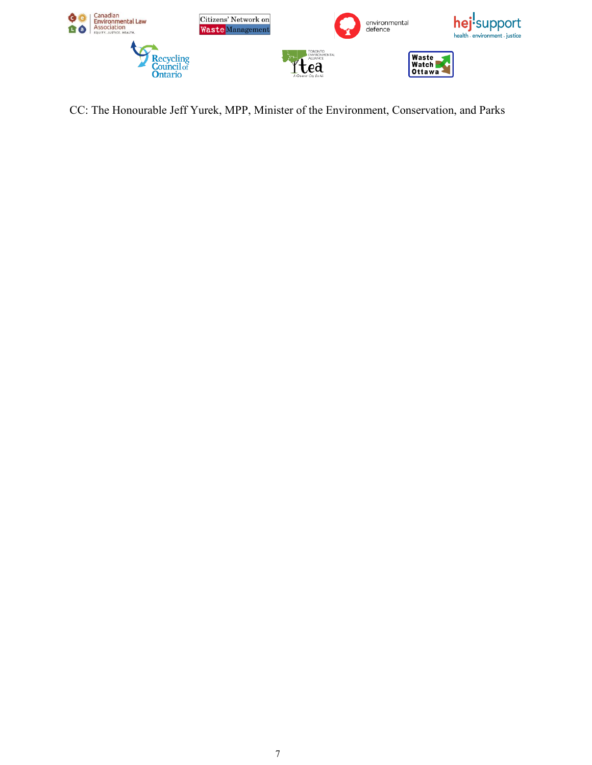CC: The Honourable Jeff Yurek, MPP, Minister of the Environment, Conservation, and Parks